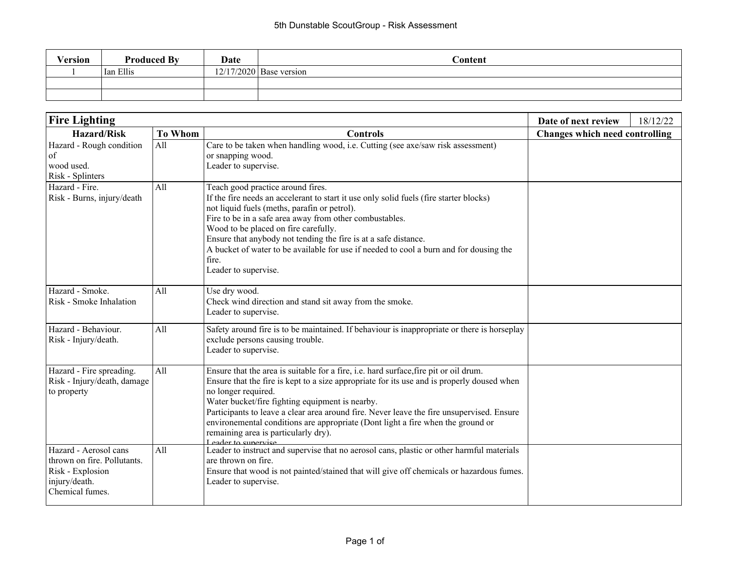# 5th Dunstable ScoutGroup - Risk Assessment

| Version | Produced By | Date | Content |
|---|---|---|---|
| 1 | Ian Ellis | 12/17/2020 | Base version |
| | | | |
| | | | |

## Fire Lighting

**Date of next review:** 18/12/22

| Hazard/Risk | To Whom | Controls | Changes which need controlling |
|---|---|---|---|
| Hazard - Rough condition of wood used.<br>Risk - Splinters | All | Care to be taken when handling wood, i.e. Cutting (see axe/saw risk assessment) or snapping wood.<br>Leader to supervise. | |
| Hazard - Fire.<br>Risk - Burns, injury/death | All | Teach good practice around fires.<br>If the fire needs an accelerant to start it use only solid fuels (fire starter blocks) not liquid fuels (meths, parafin or petrol).<br>Fire to be in a safe area away from other combustables.<br>Wood to be placed on fire carefully.<br>Ensure that anybody not tending the fire is at a safe distance.<br>A bucket of water to be available for use if needed to cool a burn and for dousing the fire.<br>Leader to supervise. | |
| Hazard - Smoke.<br>Risk - Smoke Inhalation | All | Use dry wood.<br>Check wind direction and stand sit away from the smoke.<br>Leader to supervise. | |
| Hazard - Behaviour.<br>Risk - Injury/death. | All | Safety around fire is to be maintained. If behaviour is inappropriate or there is horseplay exclude persons causing trouble.<br>Leader to supervise. | |
| Hazard - Fire spreading.<br>Risk - Injury/death, damage to property | All | Ensure that the area is suitable for a fire, i.e. hard surface,fire pit or oil drum.<br>Ensure that the fire is kept to a size appropriate for its use and is properly doused when no longer required.<br>Water bucket/fire fighting equipment is nearby.<br>Participants to leave a clear area around fire. Never leave the fire unsupervised. Ensure environemental conditions are appropriate (Dont light a fire when the ground or remaining area is particularly dry).<br>Leader to supervise. | |
| Hazard - Aerosol cans thrown on fire. Pollutants.<br>Risk - Explosion injury/death.<br>Chemical fumes. | All | Leader to instruct and supervise that no aerosol cans, plastic or other harmful materials are thrown on fire.<br>Ensure that wood is not painted/stained that will give off chemicals or hazardous fumes.<br>Leader to supervise. | |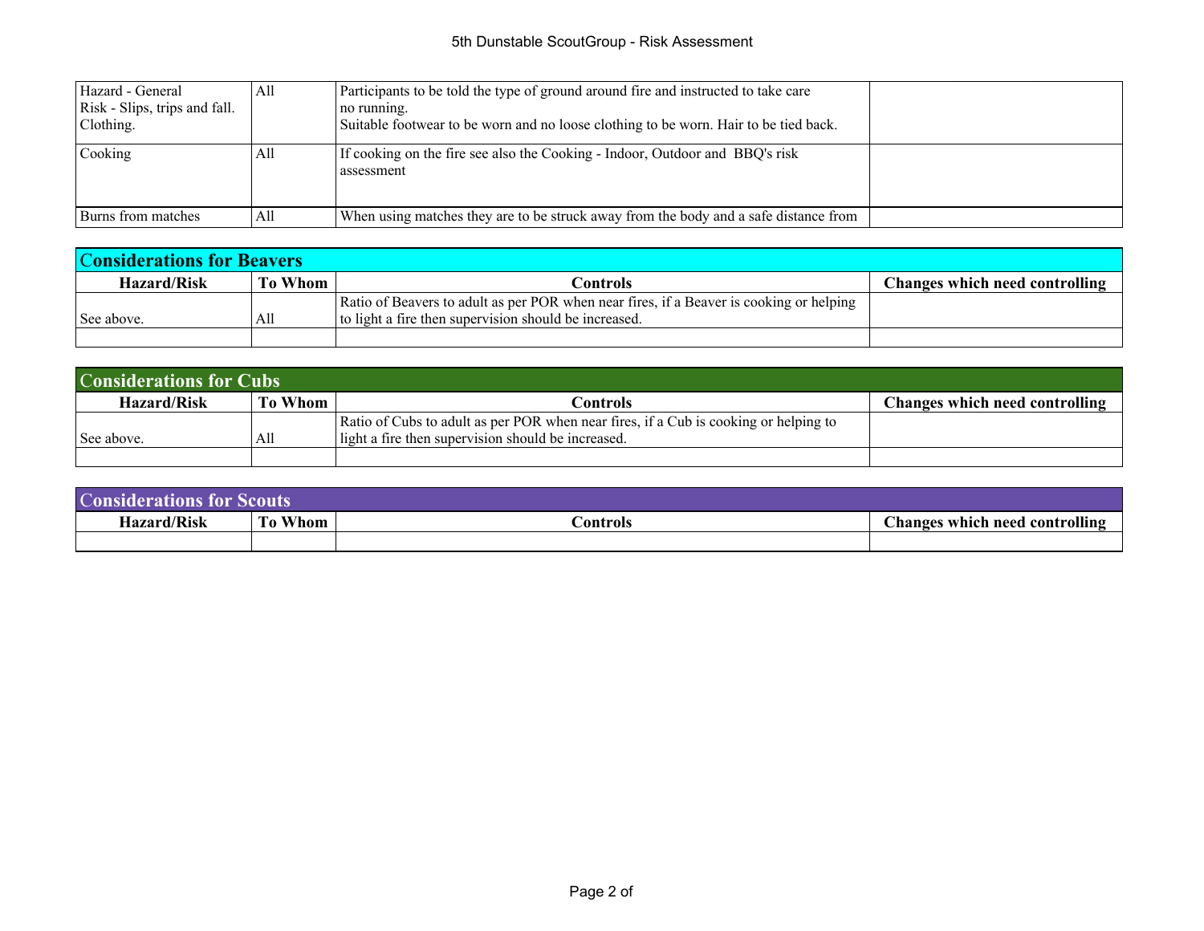| | | | |
|---|---|---|---|
| Hazard - General<br>Risk - Slips, trips and fall.<br>Clothing. | All | Participants to be told the type of ground around fire and instructed to take care no running.<br>Suitable footwear to be worn and no loose clothing to be worn. Hair to be tied back. | |
| Cooking | All | If cooking on the fire see also the Cooking - Indoor, Outdoor and BBQ's risk assessment | |
| Burns from matches | All | When using matches they are to be struck away from the body and a safe distance from | |

## Considerations for Beavers

| Hazard/Risk | To Whom | Controls | Changes which need controlling |
|---|---|---|---|
| See above. | All | Ratio of Beavers to adult as per POR when near fires, if a Beaver is cooking or helping to light a fire then supervision should be increased. | |
| | | | |

## Considerations for Cubs

| Hazard/Risk | To Whom | Controls | Changes which need controlling |
|---|---|---|---|
| See above. | All | Ratio of Cubs to adult as per POR when near fires, if a Cub is cooking or helping to light a fire then supervision should be increased. | |
| | | | |

## Considerations for Scouts

| Hazard/Risk | To Whom | Controls | Changes which need controlling |
|---|---|---|---|
| | | | |